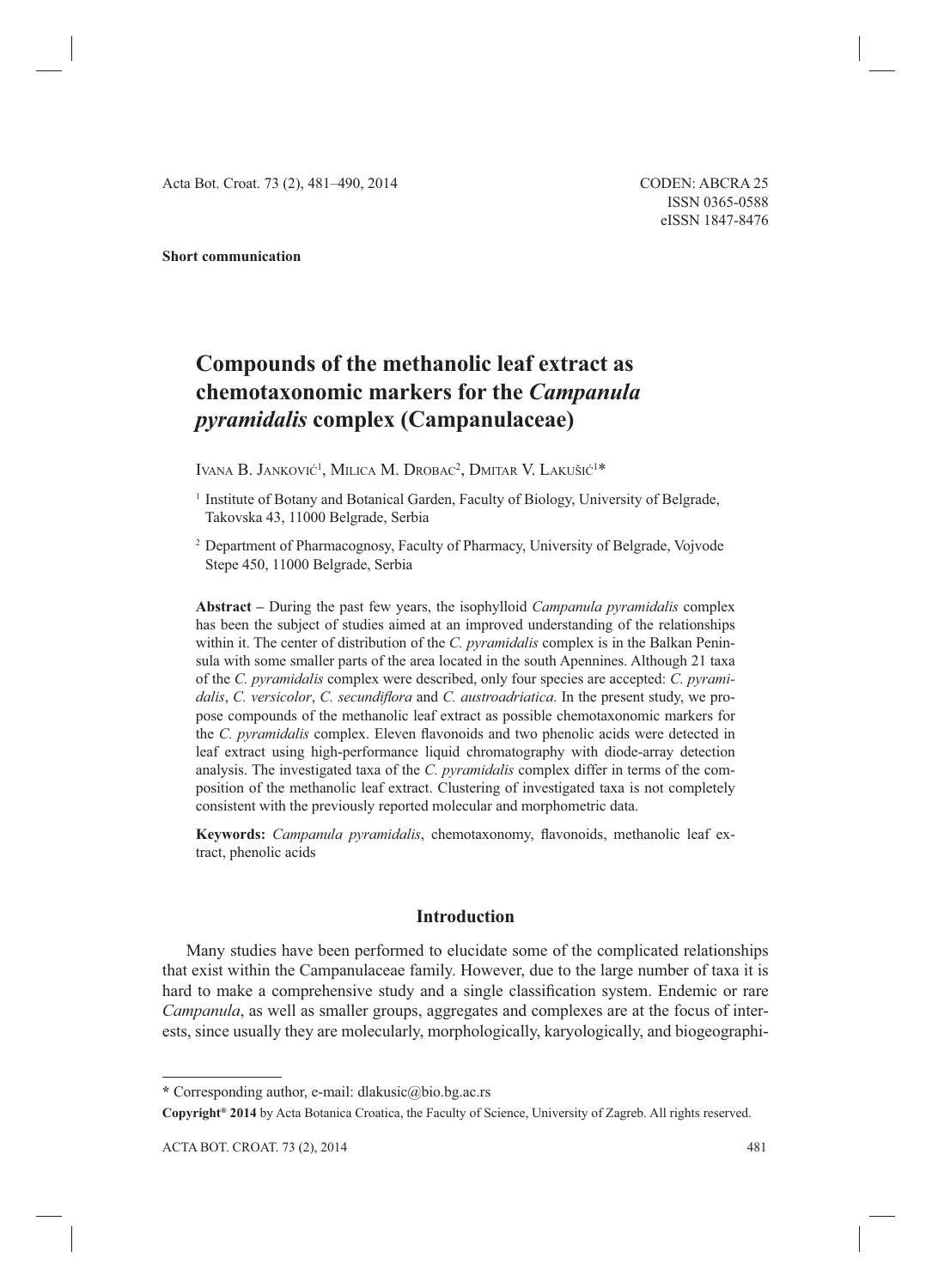**Short communication**

# Compounds of the methanolic leaf extract as chemotaxonomic markers for the *Campanula pyramidalis* complex (Campanulaceae)

Ivana B. Janković[1], Milica M. Drobac[2], Dmitar V. Lakušić[1]*

[1] Institute of Botany and Botanical Garden, Faculty of Biology, University of Belgrade, Takovska 43, 11000 Belgrade, Serbia

[2] Department of Pharmacognosy, Faculty of Pharmacy, University of Belgrade, Vojvode Stepe 450, 11000 Belgrade, Serbia

**Abstract –** During the past few years, the isophylloid *Campanula pyramidalis* complex has been the subject of studies aimed at an improved understanding of the relationships within it. The center of distribution of the *C. pyramidalis* complex is in the Balkan Peninsula with some smaller parts of the area located in the south Apennines. Although 21 taxa of the *C. pyramidalis* complex were described, only four species are accepted: *C. pyramidalis*, *C. versicolor*, *C. secundiflora* and *C. austroadriatica*. In the present study, we propose compounds of the methanolic leaf extract as possible chemotaxonomic markers for the *C. pyramidalis* complex. Eleven flavonoids and two phenolic acids were detected in leaf extract using high-performance liquid chromatography with diode-array detection analysis. The investigated taxa of the *C. pyramidalis* complex differ in terms of the composition of the methanolic leaf extract. Clustering of investigated taxa is not completely consistent with the previously reported molecular and morphometric data.

**Keywords:** *Campanula pyramidalis*, chemotaxonomy, flavonoids, methanolic leaf extract, phenolic acids

## Introduction

Many studies have been performed to elucidate some of the complicated relationships that exist within the Campanulaceae family. However, due to the large number of taxa it is hard to make a comprehensive study and a single classification system. Endemic or rare *Campanula*, as well as smaller groups, aggregates and complexes are at the focus of interests, since usually they are molecularly, morphologically, karyologically, and biogeographi-

\* Corresponding author, e-mail: dlakusic@bio.bg.ac.rs

**Copyright® 2014** by Acta Botanica Croatica, the Faculty of Science, University of Zagreb. All rights reserved.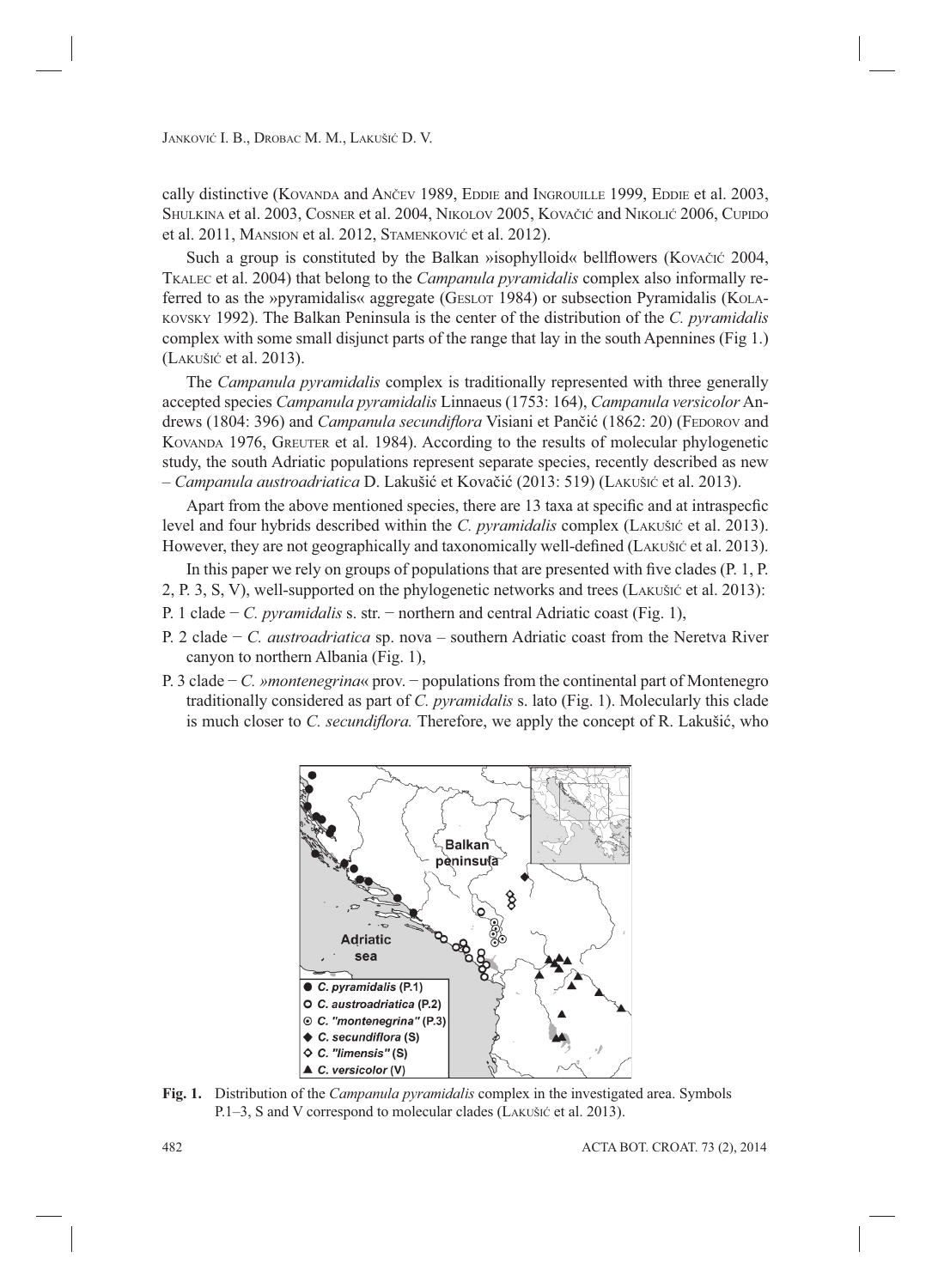cally distinctive (Kovanda and Ančev 1989, Eddie and Ingrouille 1999, Eddie et al. 2003, Shulkina et al. 2003, Cosner et al. 2004, Nikolov 2005, Kovačić and Nikolić 2006, Cupido et al. 2011, Mansion et al. 2012, Stamenković et al. 2012).

Such a group is constituted by the Balkan »isophylloid« bellflowers (Kovačić 2004, Tkalec et al. 2004) that belong to the *Campanula pyramidalis* complex also informally referred to as the »pyramidalis« aggregate (Geslot 1984) or subsection Pyramidalis (Kolakovsky 1992). The Balkan Peninsula is the center of the distribution of the *C. pyramidalis* complex with some small disjunct parts of the range that lay in the south Apennines (Fig 1.) (Lakušić et al. 2013).

The *Campanula pyramidalis* complex is traditionally represented with three generally accepted species *Campanula pyramidalis* Linnaeus (1753: 164), *Campanula versicolor* Andrews (1804: 396) and *Campanula secundiflora* Visiani et Pančić (1862: 20) (Fedorov and Kovanda 1976, Greuter et al. 1984). According to the results of molecular phylogenetic study, the south Adriatic populations represent separate species, recently described as new – *Campanula austroadriatica* D. Lakušić et Kovačić (2013: 519) (Lakušić et al. 2013).

Apart from the above mentioned species, there are 13 taxa at specific and at intraspecfic level and four hybrids described within the *C. pyramidalis* complex (Lakušić et al. 2013). However, they are not geographically and taxonomically well-defined (Lakušić et al. 2013).

In this paper we rely on groups of populations that are presented with five clades (P. 1, P. 2, P. 3, S, V), well-supported on the phylogenetic networks and trees (Lakušić et al. 2013):

P. 1 clade − *C. pyramidalis* s. str. − northern and central Adriatic coast (Fig. 1),

P. 2 clade − *C. austroadriatica* sp. nova – southern Adriatic coast from the Neretva River canyon to northern Albania (Fig. 1),

P. 3 clade − *C. »montenegrina«* prov. − populations from the continental part of Montenegro traditionally considered as part of *C. pyramidalis* s. lato (Fig. 1). Molecularly this clade is much closer to *C. secundiflora.* Therefore, we apply the concept of R. Lakušić, who

**Fig. 1.** Distribution of the *Campanula pyramidalis* complex in the investigated area. Symbols P.1–3, S and V correspond to molecular clades (Lakušić et al. 2013).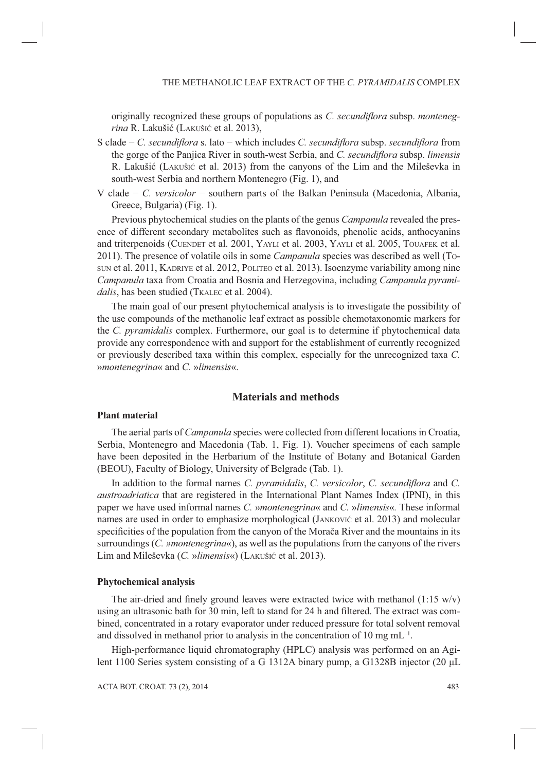originally recognized these groups of populations as *C. secundiflora* subsp. *montenegrina* R. Lakušić (Lakušić et al. 2013),

- S clade − *C. secundiflora* s. lato − which includes *C. secundiflora* subsp. *secundiflora* from the gorge of the Panjica River in south-west Serbia, and *C. secundiflora* subsp. *limensis* R. Lakušić (Lakušić et al. 2013) from the canyons of the Lim and the Mileševka in south-west Serbia and northern Montenegro (Fig. 1), and
- V clade − *C. versicolor* − southern parts of the Balkan Peninsula (Macedonia, Albania, Greece, Bulgaria) (Fig. 1).

Previous phytochemical studies on the plants of the genus *Campanula* revealed the presence of different secondary metabolites such as flavonoids, phenolic acids, anthocyanins and triterpenoids (Cuendet et al. 2001, Yayli et al. 2003, Yayli et al. 2005, Touafek et al. 2011). The presence of volatile oils in some *Campanula* species was described as well (Tosun et al. 2011, Kadriye et al. 2012, Politeo et al. 2013). Isoenzyme variability among nine *Campanula* taxa from Croatia and Bosnia and Herzegovina, including *Campanula pyramidalis*, has been studied (Tkalec et al. 2004).

The main goal of our present phytochemical analysis is to investigate the possibility of the use compounds of the methanolic leaf extract as possible chemotaxonomic markers for the *C. pyramidalis* complex. Furthermore, our goal is to determine if phytochemical data provide any correspondence with and support for the establishment of currently recognized or previously described taxa within this complex, especially for the unrecognized taxa *C.* »*montenegrina*« and *C.* »*limensis*«.

## Materials and methods

### Plant material

The aerial parts of *Campanula* species were collected from different locations in Croatia, Serbia, Montenegro and Macedonia (Tab. 1, Fig. 1). Voucher specimens of each sample have been deposited in the Herbarium of the Institute of Botany and Botanical Garden (BEOU), Faculty of Biology, University of Belgrade (Tab. 1).

In addition to the formal names *C. pyramidalis*, *C. versicolor*, *C. secundiflora* and *C. austroadriatica* that are registered in the International Plant Names Index (IPNI), in this paper we have used informal names *C.* »*montenegrina*« and *C.* »*limensis*«. These informal names are used in order to emphasize morphological (Janković et al. 2013) and molecular specificities of the population from the canyon of the Morača River and the mountains in its surroundings (*C. »montenegrina«*), as well as the populations from the canyons of the rivers Lim and Mileševka (*C.* »*limensis*«) (Lakušić et al. 2013).

### Phytochemical analysis

The air-dried and finely ground leaves were extracted twice with methanol (1:15 w/v) using an ultrasonic bath for 30 min, left to stand for 24 h and filtered. The extract was combined, concentrated in a rotary evaporator under reduced pressure for total solvent removal and dissolved in methanol prior to analysis in the concentration of 10 mg $mL^{-1}$.

High-performance liquid chromatography (HPLC) analysis was performed on an Agilent 1100 Series system consisting of a G 1312A binary pump, a G1328B injector (20 µL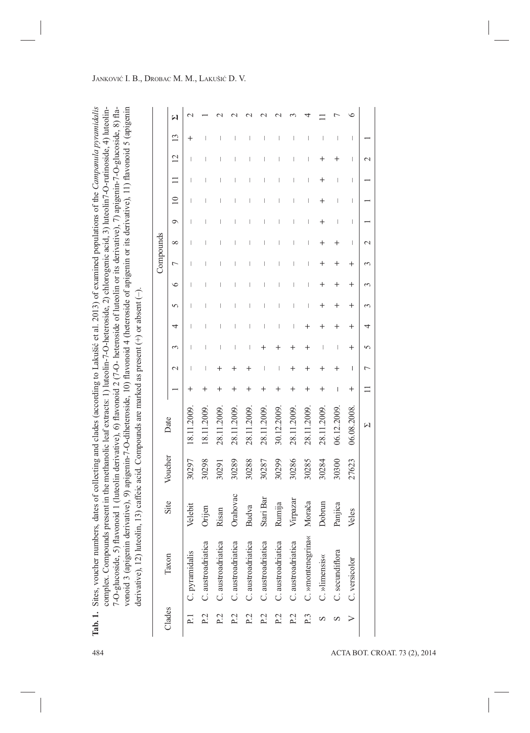**Tab. 1.** Sites, voucher numbers, dates of collecting and clades (according to Lakušić et al. 2013) of examined populations of the *Campanula pyramidalis* complex. Compounds present in the methanolic leaf extracts: 1) luteolin-7-O-heteroside, 2) chlorogenic acid, 3) luteolin7-O-rutinoside, 4) luteolin-7-O-glucoside, 5) flavonoid 1 (luteolin derivative), 6) flavonoid 2 (7-O- heteroside of luteolin or its derivative), 7) apigenin-7-O-glucoside, 8) flavonoid 3 (apigenin derivative), 9) apigenin-7-O-diheteroside, 10) flavonoid 4 (heteroside of apigenin or its derivative), 11) flavonoid 5 (apigenin derivative), 12) luteolin, 13) caffeic acid. Compounds are marked as present (+) or absent (–).

| Clades | Taxon | Site | Voucher | Date | Compounds | | | | | | | | | | | | | Σ |
|---|---|---|---|---|---|---|---|---|---|---|---|---|---|---|---|---|---|---|
| | | | | | 1 | 2 | 3 | 4 | 5 | 6 | 7 | 8 | 9 | 10 | 11 | 12 | 13 | |
| P.1 | C. pyramidalis | Velebit | 30297 | 18.11.2009. | + | – | – | – | – | – | – | – | – | – | – | – | + | 2 |
| P.2 | C. austroadriatica | Orijen | 30298 | 18.11.2009. | + | – | – | – | – | – | – | – | – | – | – | – | – | 1 |
| P.2 | C. austroadriatica | Risan | 30291 | 28.11.2009. | + | + | – | – | – | – | – | – | – | – | – | – | – | 2 |
| P.2 | C. austroadriatica | Orahovac | 30289 | 28.11.2009. | + | + | – | – | – | – | – | – | – | – | – | – | – | 2 |
| P.2 | C. austroadriatica | Budva | 30288 | 28.11.2009. | + | + | – | – | – | – | – | – | – | – | – | – | – | 2 |
| P.2 | C. austroadriatica | Stari Bar | 30287 | 28.11.2009. | + | – | + | – | – | – | – | – | – | – | – | – | – | 2 |
| P.2 | C. austroadriatica | Rumija | 30299 | 30.12.2009. | + | – | + | – | – | – | – | – | – | – | – | – | – | 2 |
| P.2 | C. austroadriatica | Virpazar | 30286 | 28.11.2009. | + | + | + | – | – | – | – | – | – | – | – | – | – | 3 |
| P.3 | C. »montenegrina« | Morača | 30285 | 28.11.2009. | + | + | + | + | – | – | – | – | – | – | – | – | – | 4 |
| S | C. »limensis« | Dobrun | 30284 | 28.11.2009. | + | + | – | + | + | + | + | + | + | + | + | + | – | 11 |
| S | C. secundiflora | Panjica | 30300 | 06.12.2009. | – | + | – | + | + | + | + | + | – | – | – | + | – | 7 |
| V | C. versicolor | Veles | 27623 | 06.08.2008. | + | – | + | + | + | + | + | – | – | – | – | – | – | 6 |
| | | | | Σ | 11 | 7 | 5 | 4 | 3 | 3 | 3 | 2 | 1 | 1 | 1 | 2 | 1 | |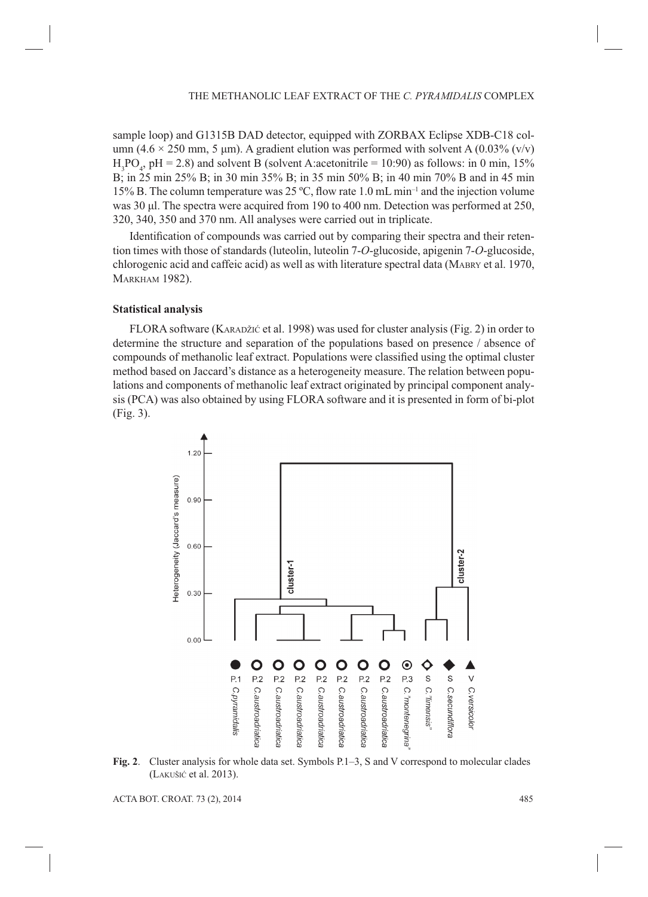sample loop) and G1315B DAD detector, equipped with ZORBAX Eclipse XDB-C18 column (4.6 × 250 mm, 5 μm). A gradient elution was performed with solvent A (0.03% (v/v) $H_3PO_4$, pH = 2.8) and solvent B (solvent A:acetonitrile = 10:90) as follows: in 0 min, 15% B; in 25 min 25% B; in 30 min 35% B; in 35 min 50% B; in 40 min 70% B and in 45 min 15% B. The column temperature was 25 ºC, flow rate 1.0 mL min$^{-1}$ and the injection volume was 30 μl. The spectra were acquired from 190 to 400 nm. Detection was performed at 250, 320, 340, 350 and 370 nm. All analyses were carried out in triplicate.

Identification of compounds was carried out by comparing their spectra and their retention times with those of standards (luteolin, luteolin 7-*O*-glucoside, apigenin 7-*O*-glucoside, chlorogenic acid and caffeic acid) as well as with literature spectral data (Mabry et al. 1970, Markham 1982).

### Statistical analysis

FLORA software (Karadžić et al. 1998) was used for cluster analysis (Fig. 2) in order to determine the structure and separation of the populations based on presence / absence of compounds of methanolic leaf extract. Populations were classified using the optimal cluster method based on Jaccard's distance as a heterogeneity measure. The relation between populations and components of methanolic leaf extract originated by principal component analysis (PCA) was also obtained by using FLORA software and it is presented in form of bi-plot (Fig. 3).

**Fig. 2**. Cluster analysis for whole data set. Symbols P.1–3, S and V correspond to molecular clades (Lakušić et al. 2013).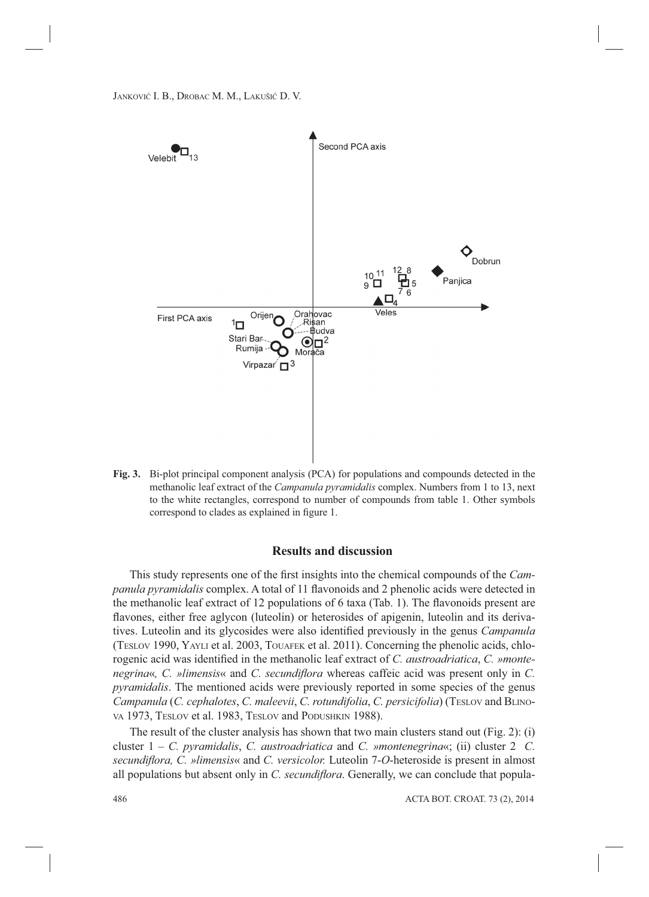**Fig. 3.** Bi-plot principal component analysis (PCA) for populations and compounds detected in the methanolic leaf extract of the *Campanula pyramidalis* complex. Numbers from 1 to 13, next to the white rectangles, correspond to number of compounds from table 1. Other symbols correspond to clades as explained in figure 1.

## Results and discussion

This study represents one of the first insights into the chemical compounds of the *Campanula pyramidalis* complex. A total of 11 flavonoids and 2 phenolic acids were detected in the methanolic leaf extract of 12 populations of 6 taxa (Tab. 1). The flavonoids present are flavones, either free aglycon (luteolin) or heterosides of apigenin, luteolin and its derivatives. Luteolin and its glycosides were also identified previously in the genus *Campanula* (Teslov 1990, Yayli et al. 2003, Touafek et al. 2011). Concerning the phenolic acids, chlorogenic acid was identified in the methanolic leaf extract of *C. austroadriatica*, *C. »montenegrina«, C. »limensis«* and *C. secundiflora* whereas caffeic acid was present only in *C. pyramidalis*. The mentioned acids were previously reported in some species of the genus *Campanula* (*C. cephalotes*, *C. maleevii*, *C. rotundifolia*, *C. persicifolia*) (Teslov and Blinova 1973, Teslov et al. 1983, Teslov and Podushkin 1988).

The result of the cluster analysis has shown that two main clusters stand out (Fig. 2): (i) cluster 1 – *C. pyramidalis*, *C. austroadriatica* and *C. »montenegrina«*; (ii) cluster 2 *C. secundiflora, C. »limensis«* and *C. versicolor.* Luteolin 7-*O*-heteroside is present in almost all populations but absent only in *C. secundiflora*. Generally, we can conclude that popula-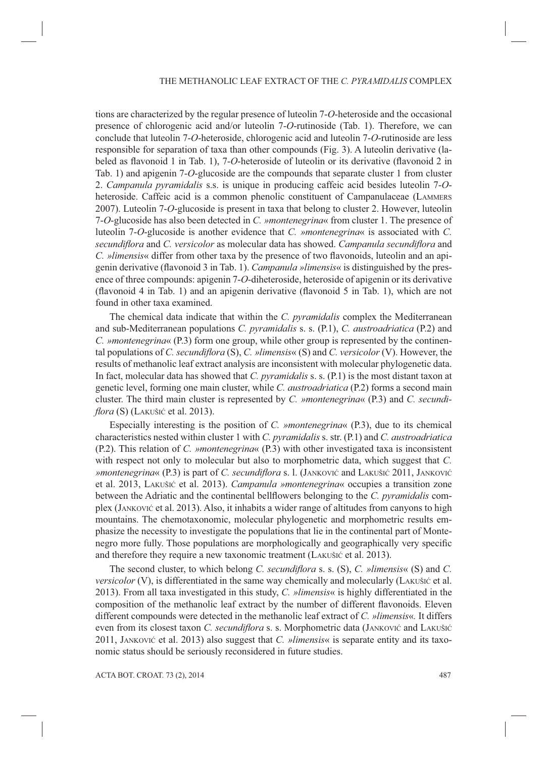tions are characterized by the regular presence of luteolin 7-*O*-heteroside and the occasional presence of chlorogenic acid and/or luteolin 7-*O*-rutinoside (Tab. 1). Therefore, we can conclude that luteolin 7-*O*-heteroside, chlorogenic acid and luteolin 7-*O*-rutinoside are less responsible for separation of taxa than other compounds (Fig. 3). A luteolin derivative (labeled as flavonoid 1 in Tab. 1), 7-*O*-heteroside of luteolin or its derivative (flavonoid 2 in Tab. 1) and apigenin 7-*O*-glucoside are the compounds that separate cluster 1 from cluster 2. *Campanula pyramidalis* s.s. is unique in producing caffeic acid besides luteolin 7-*O*-heteroside. Caffeic acid is a common phenolic constituent of Campanulaceae (LAMMERS 2007). Luteolin 7-*O*-glucoside is present in taxa that belong to cluster 2. However, luteolin 7-*O*-glucoside has also been detected in *C. »montenegrina«* from cluster 1. The presence of luteolin 7-*O*-glucoside is another evidence that *C. »montenegrina«* is associated with *C. secundiflora* and *C. versicolor* as molecular data has showed. *Campanula secundiflora* and *C. »limensis«* differ from other taxa by the presence of two flavonoids, luteolin and an apigenin derivative (flavonoid 3 in Tab. 1). *Campanula »limensis«* is distinguished by the presence of three compounds: apigenin 7-*O*-diheteroside, heteroside of apigenin or its derivative (flavonoid 4 in Tab. 1) and an apigenin derivative (flavonoid 5 in Tab. 1), which are not found in other taxa examined.

The chemical data indicate that within the *C. pyramidalis* complex the Mediterranean and sub-Mediterranean populations *C. pyramidalis* s. s. (P.1), *C. austroadriatica* (P.2) and *C. »montenegrina«* (P.3) form one group, while other group is represented by the continental populations of *C. secundiflora* (S), *C. »limensis«* (S) and *C. versicolor* (V). However, the results of methanolic leaf extract analysis are inconsistent with molecular phylogenetic data. In fact, molecular data has showed that *C. pyramidalis* s. s. (P.1) is the most distant taxon at genetic level, forming one main cluster, while *C. austroadriatica* (P.2) forms a second main cluster. The third main cluster is represented by *C. »montenegrina«* (P.3) and *C. secundiflora* (S) (LAKUŠIĆ et al. 2013).

Especially interesting is the position of *C. »montenegrina«* (P.3), due to its chemical characteristics nested within cluster 1 with *C. pyramidalis* s. str. (P.1) and *C. austroadriatica* (P.2). This relation of *C. »montenegrina«* (P.3) with other investigated taxa is inconsistent with respect not only to molecular but also to morphometric data, which suggest that *C. »montenegrina«* (P.3) is part of *C. secundiflora* s. l. (JANKOVIĆ and LAKUŠIĆ 2011, JANKOVIĆ et al. 2013, LAKUŠIĆ et al. 2013). *Campanula »montenegrina«* occupies a transition zone between the Adriatic and the continental bellflowers belonging to the *C. pyramidalis* complex (JANKOVIĆ et al. 2013). Also, it inhabits a wider range of altitudes from canyons to high mountains. The chemotaxonomic, molecular phylogenetic and morphometric results emphasize the necessity to investigate the populations that lie in the continental part of Montenegro more fully. Those populations are morphologically and geographically very specific and therefore they require a new taxonomic treatment (LAKUŠIĆ et al. 2013).

The second cluster, to which belong *C. secundiflora* s. s. (S), *C. »limensis«* (S) and *C. versicolor* (V), is differentiated in the same way chemically and molecularly (LAKUŠIĆ et al. 2013). From all taxa investigated in this study, *C. »limensis«* is highly differentiated in the composition of the methanolic leaf extract by the number of different flavonoids. Eleven different compounds were detected in the methanolic leaf extract of *C. »limensis«.* It differs even from its closest taxon *C. secundiflora* s. s. Morphometric data (JANKOVIĆ and LAKUŠIĆ 2011, JANKOVIĆ et al. 2013) also suggest that *C. »limensis«* is separate entity and its taxonomic status should be seriously reconsidered in future studies.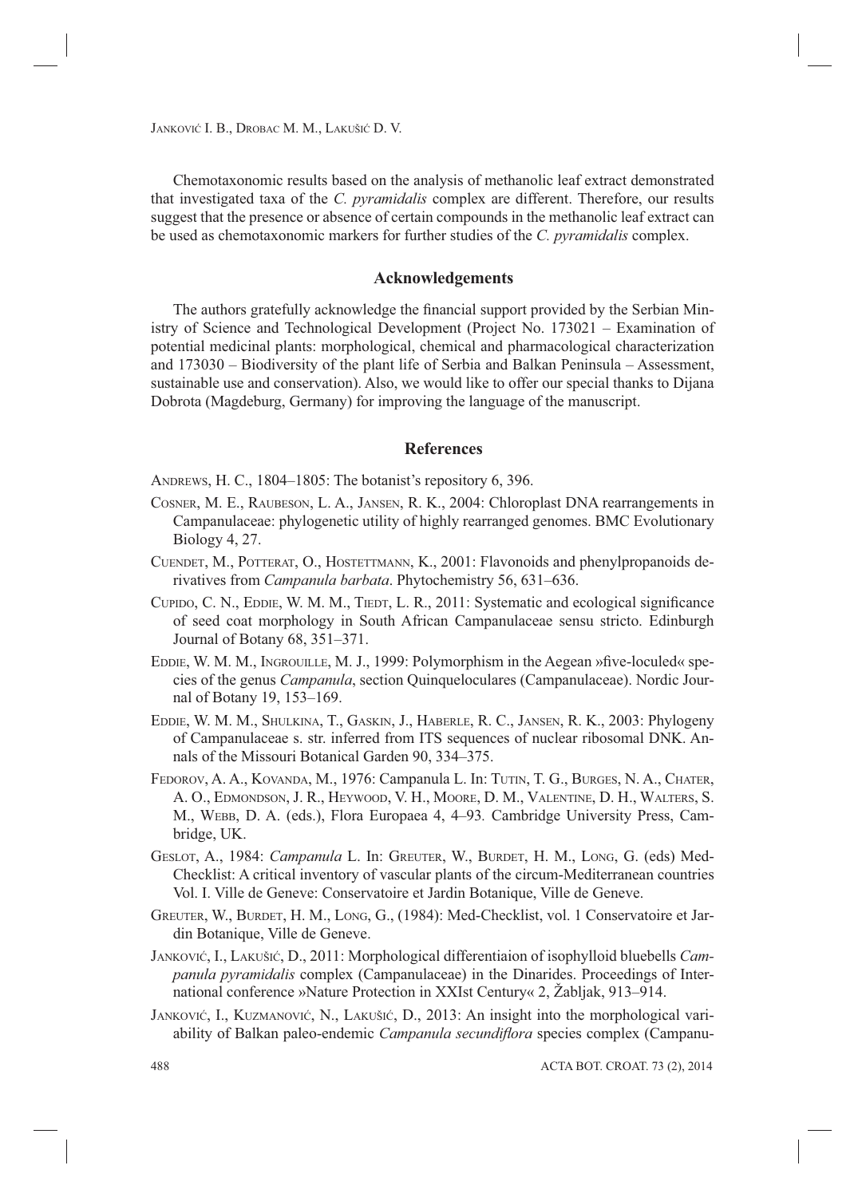Chemotaxonomic results based on the analysis of methanolic leaf extract demonstrated that investigated taxa of the *C. pyramidalis* complex are different. Therefore, our results suggest that the presence or absence of certain compounds in the methanolic leaf extract can be used as chemotaxonomic markers for further studies of the *C. pyramidalis* complex.

## Acknowledgements

The authors gratefully acknowledge the financial support provided by the Serbian Ministry of Science and Technological Development (Project No. 173021 – Examination of potential medicinal plants: morphological, chemical and pharmacological characterization and 173030 – Biodiversity of the plant life of Serbia and Balkan Peninsula – Assessment, sustainable use and conservation). Also, we would like to offer our special thanks to Dijana Dobrota (Magdeburg, Germany) for improving the language of the manuscript.

## References

Andrews, H. C., 1804–1805: The botanist's repository 6, 396.

Cosner, M. E., Raubeson, L. A., Jansen, R. K., 2004: Chloroplast DNA rearrangements in Campanulaceae: phylogenetic utility of highly rearranged genomes. BMC Evolutionary Biology 4, 27.

Cuendet, M., Potterat, O., Hostettmann, K., 2001: Flavonoids and phenylpropanoids derivatives from *Campanula barbata*. Phytochemistry 56, 631–636.

Cupido, C. N., Eddie, W. M. M., Tiedt, L. R., 2011: Systematic and ecological significance of seed coat morphology in South African Campanulaceae sensu stricto. Edinburgh Journal of Botany 68, 351–371.

Eddie, W. M. M., Ingrouille, M. J., 1999: Polymorphism in the Aegean »five-loculed« species of the genus *Campanula*, section Quinqueloculares (Campanulaceae). Nordic Journal of Botany 19, 153–169.

Eddie, W. M. M., Shulkina, T., Gaskin, J., Haberle, R. C., Jansen, R. K., 2003: Phylogeny of Campanulaceae s. str. inferred from ITS sequences of nuclear ribosomal DNK. Annals of the Missouri Botanical Garden 90, 334–375.

Fedorov, A. A., Kovanda, M., 1976: Campanula L. In: Tutin, T. G., Burges, N. A., Chater, A. O., Edmondson, J. R., Heywood, V. H., Moore, D. M., Valentine, D. H., Walters, S. M., Webb, D. A. (eds.), Flora Europaea 4, 4–93. Cambridge University Press, Cambridge, UK.

Geslot, A., 1984: *Campanula* L. In: Greuter, W., Burdet, H. M., Long, G. (eds) Med-Checklist: A critical inventory of vascular plants of the circum-Mediterranean countries Vol. I. Ville de Geneve: Conservatoire et Jardin Botanique, Ville de Geneve.

Greuter, W., Burdet, H. M., Long, G., (1984): Med-Checklist, vol. 1 Conservatoire et Jardin Botanique, Ville de Geneve.

Janković, I., Lakušić, D., 2011: Morphological differentiaion of isophylloid bluebells *Campanula pyramidalis* complex (Campanulaceae) in the Dinarides. Proceedings of International conference »Nature Protection in XXIst Century« 2, Žabljak, 913–914.

Janković, I., Kuzmanović, N., Lakušić, D., 2013: An insight into the morphological variability of Balkan paleo-endemic *Campanula secundiflora* species complex (Campanu-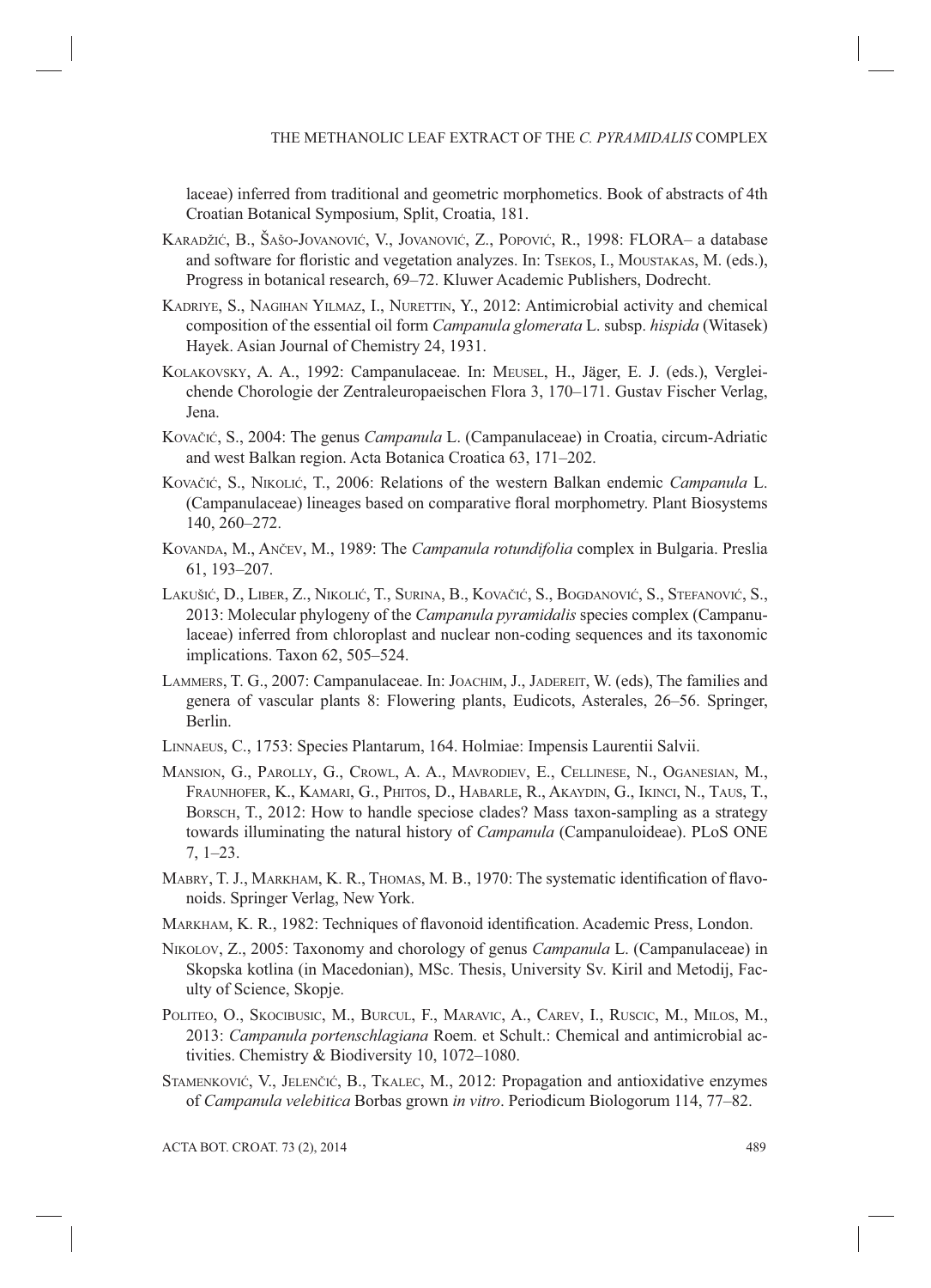laceae) inferred from traditional and geometric morphometics. Book of abstracts of 4th Croatian Botanical Symposium, Split, Croatia, 181.

Karadžić, B., Šašo-Jovanović, V., Jovanović, Z., Popović, R., 1998: FLORA– a database and software for floristic and vegetation analyzes. In: Tsekos, I., Moustakas, M. (eds.), Progress in botanical research, 69–72. Kluwer Academic Publishers, Dodrecht.

Kadriye, S., Nagihan Yilmaz, I., Nurettin, Y., 2012: Antimicrobial activity and chemical composition of the essential oil form *Campanula glomerata* L. subsp. *hispida* (Witasek) Hayek. Asian Journal of Chemistry 24, 1931.

Kolakovsky, A. A., 1992: Campanulaceae. In: Meusel, H., Jäger, E. J. (eds.), Vergleichende Chorologie der Zentraleuropaeischen Flora 3, 170–171. Gustav Fischer Verlag, Jena.

Kovačić, S., 2004: The genus *Campanula* L. (Campanulaceae) in Croatia, circum-Adriatic and west Balkan region. Acta Botanica Croatica 63, 171–202.

Kovačić, S., Nikolić, T., 2006: Relations of the western Balkan endemic *Campanula* L. (Campanulaceae) lineages based on comparative floral morphometry. Plant Biosystems 140, 260–272.

Kovanda, M., Ančev, M., 1989: The *Campanula rotundifolia* complex in Bulgaria. Preslia 61, 193–207.

Lakušić, D., Liber, Z., Nikolić, T., Surina, B., Kovačić, S., Bogdanović, S., Stefanović, S., 2013: Molecular phylogeny of the *Campanula pyramidalis* species complex (Campanulaceae) inferred from chloroplast and nuclear non-coding sequences and its taxonomic implications. Taxon 62, 505–524.

Lammers, T. G., 2007: Campanulaceae. In: Joachim, J., Jadereit, W. (eds), The families and genera of vascular plants 8: Flowering plants, Eudicots, Asterales, 26–56. Springer, Berlin.

Linnaeus, C., 1753: Species Plantarum, 164. Holmiae: Impensis Laurentii Salvii.

Mansion, G., Parolly, G., Crowl, A. A., Mavrodiev, E., Cellinese, N., Oganesian, M., Fraunhofer, K., Kamari, G., Phitos, D., Habarle, R., Akaydin, G., Ikinci, N., Taus, T., Borsch, T., 2012: How to handle speciose clades? Mass taxon-sampling as a strategy towards illuminating the natural history of *Campanula* (Campanuloideae). PLoS ONE 7, 1–23.

Mabry, T. J., Markham, K. R., Thomas, M. B., 1970: The systematic identification of flavonoids. Springer Verlag, New York.

Markham, K. R., 1982: Techniques of flavonoid identification. Academic Press, London.

Nikolov, Z., 2005: Taxonomy and chorology of genus *Campanula* L. (Campanulaceae) in Skopska kotlina (in Macedonian), MSc. Thesis, University Sv. Kiril and Metodij, Faculty of Science, Skopje.

Politeo, O., Skocibusic, M., Burcul, F., Maravic, A., Carev, I., Ruscic, M., Milos, M., 2013: *Campanula portenschlagiana* Roem. et Schult.: Chemical and antimicrobial activities. Chemistry & Biodiversity 10, 1072–1080.

Stamenković, V., Jelenčić, B., Tkalec, M., 2012: Propagation and antioxidative enzymes of *Campanula velebitica* Borbas grown *in vitro*. Periodicum Biologorum 114, 77–82.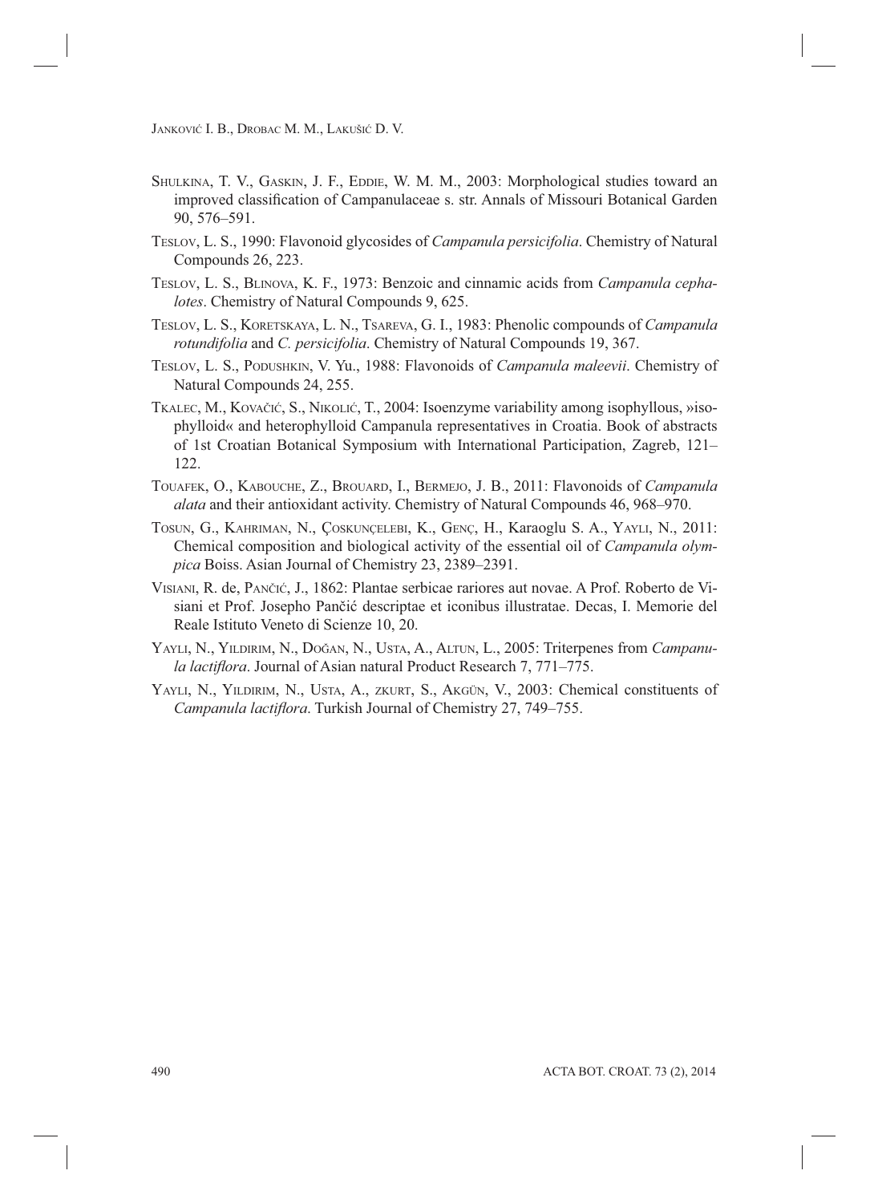Shulkina, T. V., Gaskin, J. F., Eddie, W. M. M., 2003: Morphological studies toward an improved classification of Campanulaceae s. str. Annals of Missouri Botanical Garden 90, 576–591.

Teslov, L. S., 1990: Flavonoid glycosides of *Campanula persicifolia*. Chemistry of Natural Compounds 26, 223.

Teslov, L. S., Blinova, K. F., 1973: Benzoic and cinnamic acids from *Campanula cephalotes*. Chemistry of Natural Compounds 9, 625.

Teslov, L. S., Koretskaya, L. N., Tsareva, G. I., 1983: Phenolic compounds of *Campanula rotundifolia* and *C. persicifolia*. Chemistry of Natural Compounds 19, 367.

Teslov, L. S., Podushkin, V. Yu., 1988: Flavonoids of *Campanula maleevii*. Chemistry of Natural Compounds 24, 255.

Tkalec, M., Kovačić, S., Nikolić, T., 2004: Isoenzyme variability among isophyllous, »isophylloid« and heterophylloid Campanula representatives in Croatia. Book of abstracts of 1st Croatian Botanical Symposium with International Participation, Zagreb, 121–122.

Touafek, O., Kabouche, Z., Brouard, I., Bermejo, J. B., 2011: Flavonoids of *Campanula alata* and their antioxidant activity. Chemistry of Natural Compounds 46, 968–970.

Tosun, G., Kahriman, N., Çoskunçelebi, K., Genç, H., Karaoglu S. A., Yayli, N., 2011: Chemical composition and biological activity of the essential oil of *Campanula olympica* Boiss. Asian Journal of Chemistry 23, 2389–2391.

Visiani, R. de, Pančić, J., 1862: Plantae serbicae rariores aut novae. A Prof. Roberto de Visiani et Prof. Josepho Pančić descriptae et iconibus illustratae. Decas, I. Memorie del Reale Istituto Veneto di Scienze 10, 20.

Yayli, N., Yildirim, N., Doğan, N., Usta, A., Altun, L., 2005: Triterpenes from *Campanula lactiflora*. Journal of Asian natural Product Research 7, 771–775.

Yayli, N., Yildirim, N., Usta, A., zkurt, S., Akgün, V., 2003: Chemical constituents of *Campanula lactiflora*. Turkish Journal of Chemistry 27, 749–755.